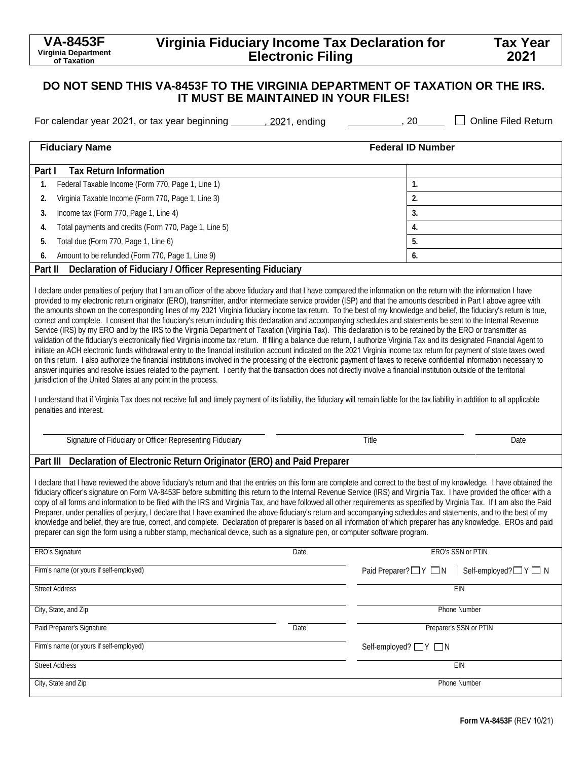**VA-8453F**
**Virginia Department of Taxation**

# Virginia Fiduciary Income Tax Declaration for Electronic Filing

**Tax Year 2021**

## DO NOT SEND THIS VA-8453F TO THE VIRGINIA DEPARTMENT OF TAXATION OR THE IRS. IT MUST BE MAINTAINED IN YOUR FILES!

For calendar year 2021, or tax year beginning ______, 2021, ending __________, 20_____ ☐ Online Filed Return

| Fiduciary Name | Federal ID Number |
|---|---|
| | |

| **Part I Tax Return Information** | |
|---|---|
| 1. Federal Taxable Income (Form 770, Page 1, Line 1) | 1. |
| 2. Virginia Taxable Income (Form 770, Page 1, Line 3) | 2. |
| 3. Income tax (Form 770, Page 1, Line 4) | 3. |
| 4. Total payments and credits (Form 770, Page 1, Line 5) | 4. |
| 5. Total due (Form 770, Page 1, Line 6) | 5. |
| 6. Amount to be refunded (Form 770, Page 1, Line 9) | 6. |

### Part II Declaration of Fiduciary / Officer Representing Fiduciary

I declare under penalties of perjury that I am an officer of the above fiduciary and that I have compared the information on the return with the information I have provided to my electronic return originator (ERO), transmitter, and/or intermediate service provider (ISP) and that the amounts described in Part I above agree with the amounts shown on the corresponding lines of my 2021 Virginia fiduciary income tax return. To the best of my knowledge and belief, the fiduciary's return is true, correct and complete. I consent that the fiduciary's return including this declaration and accompanying schedules and statements be sent to the Internal Revenue Service (IRS) by my ERO and by the IRS to the Virginia Department of Taxation (Virginia Tax). This declaration is to be retained by the ERO or transmitter as validation of the fiduciary's electronically filed Virginia income tax return. If filing a balance due return, I authorize Virginia Tax and its designated Financial Agent to initiate an ACH electronic funds withdrawal entry to the financial institution account indicated on the 2021 Virginia income tax return for payment of state taxes owed on this return. I also authorize the financial institutions involved in the processing of the electronic payment of taxes to receive confidential information necessary to answer inquiries and resolve issues related to the payment. I certify that the transaction does not directly involve a financial institution outside of the territorial jurisdiction of the United States at any point in the process.

I understand that if Virginia Tax does not receive full and timely payment of its liability, the fiduciary will remain liable for the tax liability in addition to all applicable penalties and interest.

| Signature of Fiduciary or Officer Representing Fiduciary | Title | Date |
|---|---|---|
| | | |

### Part III Declaration of Electronic Return Originator (ERO) and Paid Preparer

I declare that I have reviewed the above fiduciary's return and that the entries on this form are complete and correct to the best of my knowledge. I have obtained the fiduciary officer's signature on Form VA-8453F before submitting this return to the Internal Revenue Service (IRS) and Virginia Tax. I have provided the officer with a copy of all forms and information to be filed with the IRS and Virginia Tax, and have followed all other requirements as specified by Virginia Tax. If I am also the Paid Preparer, under penalties of perjury, I declare that I have examined the above fiduciary's return and accompanying schedules and statements, and to the best of my knowledge and belief, they are true, correct, and complete. Declaration of preparer is based on all information of which preparer has any knowledge. EROs and paid preparer can sign the form using a rubber stamp, mechanical device, such as a signature pen, or computer software program.

| ERO's Signature | Date | ERO's SSN or PTIN |
|---|---|---|
| Firm's name (or yours if self-employed) | | Paid Preparer? ☐ Y ☐ N  Self-employed? ☐ Y ☐ N |
| Street Address | | EIN |
| City, State, and Zip | | Phone Number |
| Paid Preparer's Signature | Date | Preparer's SSN or PTIN |
| Firm's name (or yours if self-employed) | | Self-employed? ☐ Y ☐ N |
| Street Address | | EIN |
| City, State and Zip | | Phone Number |

Form VA-8453F (REV 10/21)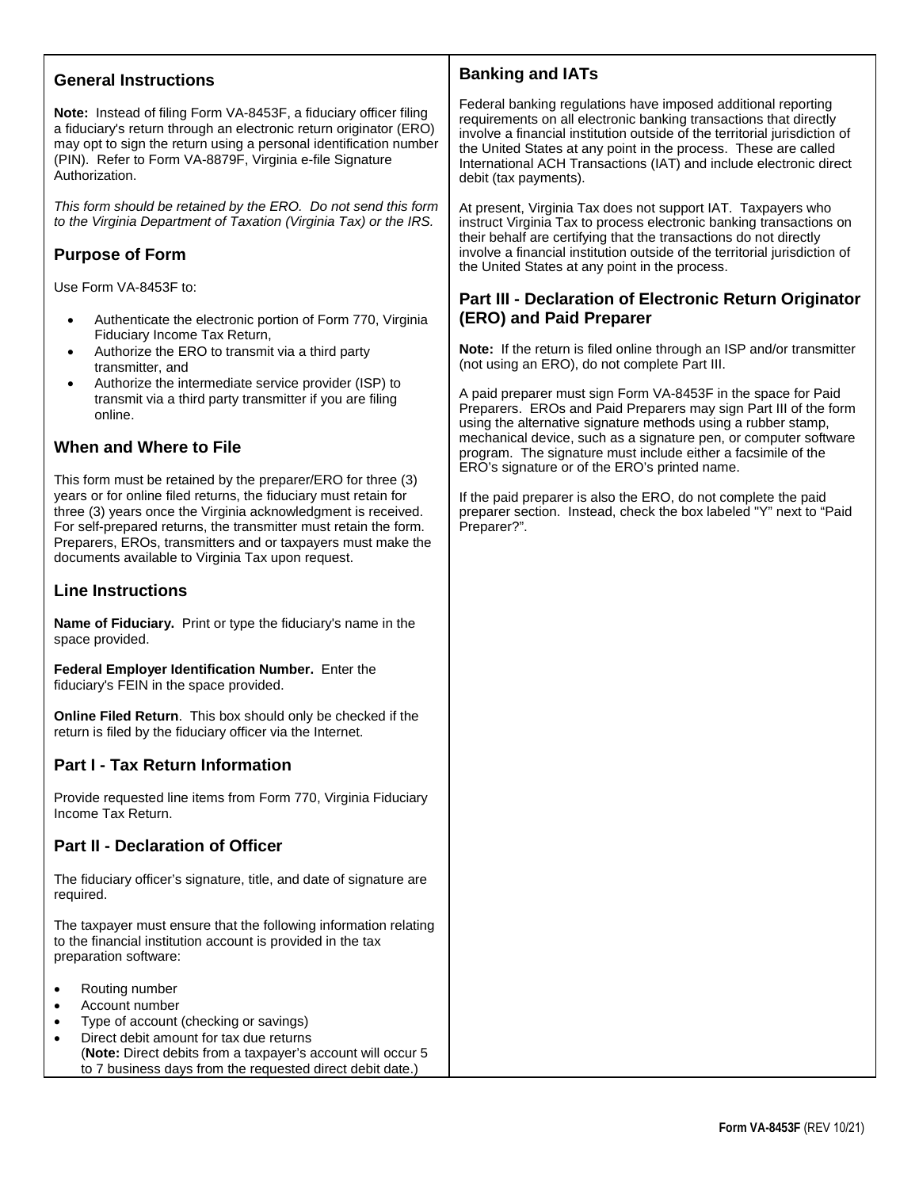## General Instructions

**Note:** Instead of filing Form VA-8453F, a fiduciary officer filing a fiduciary's return through an electronic return originator (ERO) may opt to sign the return using a personal identification number (PIN). Refer to Form VA-8879F, Virginia e-file Signature Authorization.

*This form should be retained by the ERO. Do not send this form to the Virginia Department of Taxation (Virginia Tax) or the IRS.*

## Purpose of Form

Use Form VA-8453F to:

- Authenticate the electronic portion of Form 770, Virginia Fiduciary Income Tax Return,
- Authorize the ERO to transmit via a third party transmitter, and
- Authorize the intermediate service provider (ISP) to transmit via a third party transmitter if you are filing online.

## When and Where to File

This form must be retained by the preparer/ERO for three (3) years or for online filed returns, the fiduciary must retain for three (3) years once the Virginia acknowledgment is received. For self-prepared returns, the transmitter must retain the form. Preparers, EROs, transmitters and or taxpayers must make the documents available to Virginia Tax upon request.

## Line Instructions

**Name of Fiduciary.** Print or type the fiduciary's name in the space provided.

**Federal Employer Identification Number.** Enter the fiduciary's FEIN in the space provided.

**Online Filed Return**. This box should only be checked if the return is filed by the fiduciary officer via the Internet.

## Part I - Tax Return Information

Provide requested line items from Form 770, Virginia Fiduciary Income Tax Return.

## Part II - Declaration of Officer

The fiduciary officer's signature, title, and date of signature are required.

The taxpayer must ensure that the following information relating to the financial institution account is provided in the tax preparation software:

- Routing number
- Account number
- Type of account (checking or savings)
- Direct debit amount for tax due returns (**Note:** Direct debits from a taxpayer's account will occur 5 to 7 business days from the requested direct debit date.)

## Banking and IATs

Federal banking regulations have imposed additional reporting requirements on all electronic banking transactions that directly involve a financial institution outside of the territorial jurisdiction of the United States at any point in the process. These are called International ACH Transactions (IAT) and include electronic direct debit (tax payments).

At present, Virginia Tax does not support IAT. Taxpayers who instruct Virginia Tax to process electronic banking transactions on their behalf are certifying that the transactions do not directly involve a financial institution outside of the territorial jurisdiction of the United States at any point in the process.

## Part III - Declaration of Electronic Return Originator (ERO) and Paid Preparer

**Note:** If the return is filed online through an ISP and/or transmitter (not using an ERO), do not complete Part III.

A paid preparer must sign Form VA-8453F in the space for Paid Preparers. EROs and Paid Preparers may sign Part III of the form using the alternative signature methods using a rubber stamp, mechanical device, such as a signature pen, or computer software program. The signature must include either a facsimile of the ERO's signature or of the ERO's printed name.

If the paid preparer is also the ERO, do not complete the paid preparer section. Instead, check the box labeled "Y" next to "Paid Preparer?".

**Form VA-8453F** (REV 10/21)